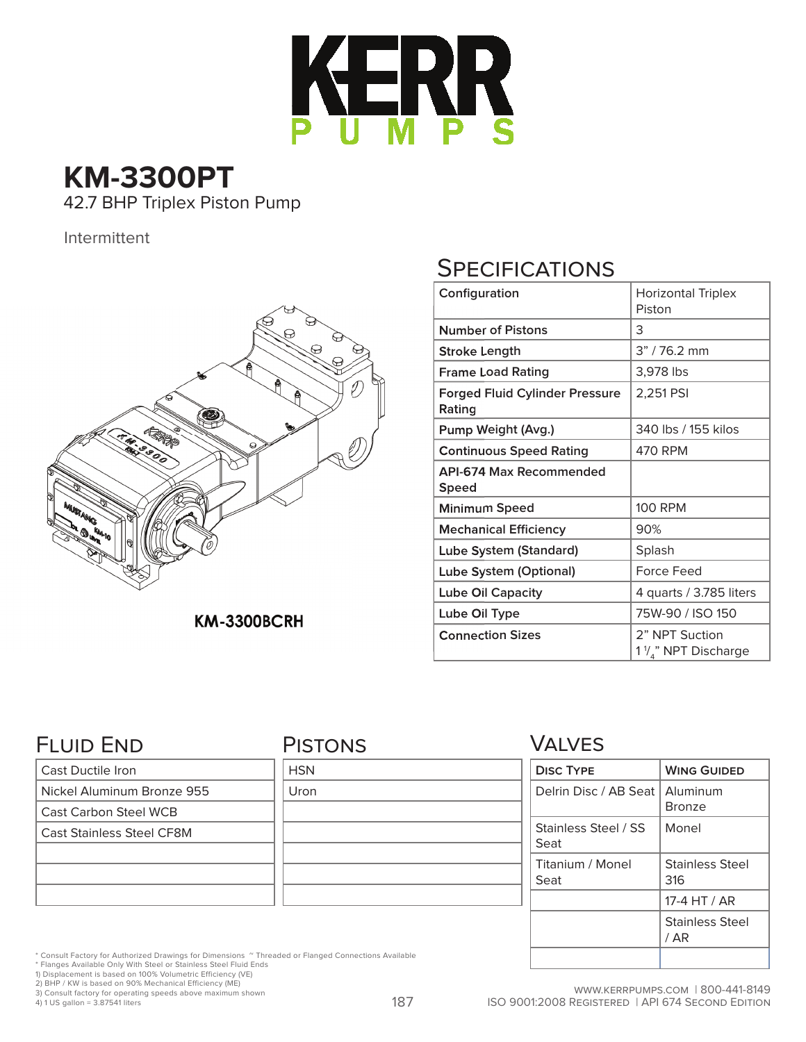# KERR PUMPS

## KM-3300PT

42.7 BHP Triplex Piston Pump

Intermittent

KM-3300BCRH

## Specifications

| | |
|---|---|
| Configuration | Horizontal Triplex Piston |
| Number of Pistons | 3 |
| Stroke Length | 3" / 76.2 mm |
| Frame Load Rating | 3,978 lbs |
| Forged Fluid Cylinder Pressure Rating | 2,251 PSI |
| Pump Weight (Avg.) | 340 lbs / 155 kilos |
| Continuous Speed Rating | 470 RPM |
| API-674 Max Recommended Speed | |
| Minimum Speed | 100 RPM |
| Mechanical Efficiency | 90% |
| Lube System (Standard) | Splash |
| Lube System (Optional) | Force Feed |
| Lube Oil Capacity | 4 quarts / 3.785 liters |
| Lube Oil Type | 75W-90 / ISO 150 |
| Connection Sizes | 2" NPT Suction<br>1 1/4" NPT Discharge |

## Fluid End

| |
|---|
| Cast Ductile Iron |
| Nickel Aluminum Bronze 955 |
| Cast Carbon Steel WCB |
| Cast Stainless Steel CF8M |
| |
| |
| |

## Pistons

| |
|---|
| HSN |
| Uron |
| |
| |
| |
| |
| |

## Valves

| Disc Type | Wing Guided |
|---|---|
| Delrin Disc / AB Seat | Aluminum Bronze |
| Stainless Steel / SS Seat | Monel |
| Titanium / Monel Seat | Stainless Steel 316 |
| | 17-4 HT / AR |
| | Stainless Steel / AR |
| | |

\* Consult Factory for Authorized Drawings for Dimensions ~ Threaded or Flanged Connections Available
\* Flanges Available Only With Steel or Stainless Steel Fluid Ends
1) Displacement is based on 100% Volumetric Efficiency (VE)
2) BHP / KW is based on 90% Mechanical Efficiency (ME)
3) Consult factory for operating speeds above maximum shown
4) 1 US gallon = 3.87541 liters

www.kerrpumps.com | 800-441-8149
ISO 9001:2008 Registered | API 674 Second Edition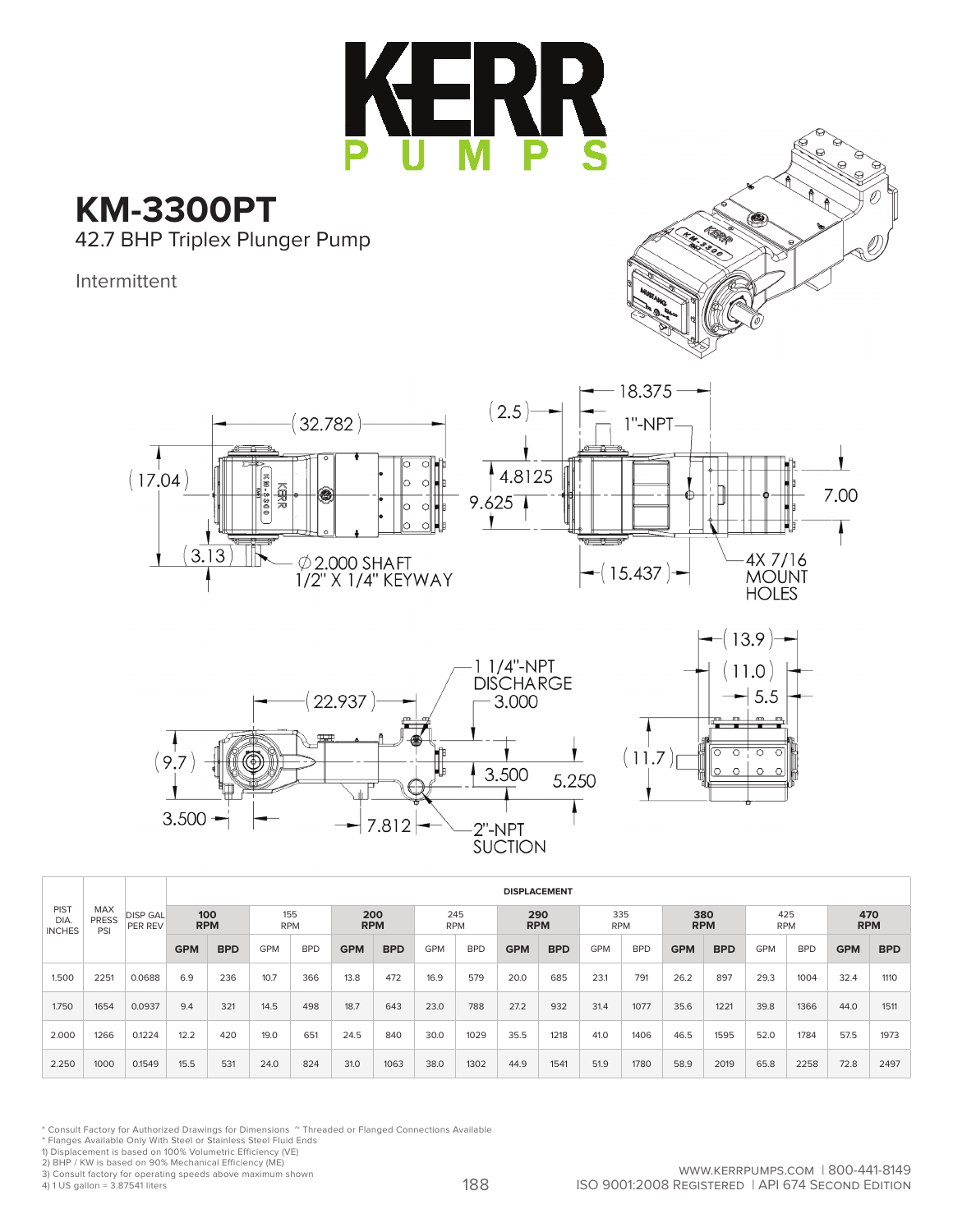# KM-3300PT

42.7 BHP Triplex Plunger Pump

Intermittent

(32.782)
(17.04)
(3.13)
∅2.000 SHAFT
1/2" X 1/4" KEYWAY

(2.5)
18.375
1"-NPT
4.8125
9.625
7.00
(15.437)
4X 7/16
MOUNT
HOLES

(22.937)
1 1/4"-NPT
DISCHARGE
3.000
(9.7)
3.500
5.250
3.500
7.812
2"-NPT
SUCTION

(13.9)
(11.0)
5.5
(11.7)

| PIST DIA. INCHES | MAX PRESS PSI | DISP GAL PER REV | DISPLACEMENT | | | | | | | | | | | | | | | | | |
|---|---|---|---|---|---|---|---|---|---|---|---|---|---|---|---|---|---|---|---|---|
| | | | **100 RPM** | | 155 RPM | | **200 RPM** | | 245 RPM | | **290 RPM** | | 335 RPM | | **380 RPM** | | 425 RPM | | **470 RPM** | |
| | | | **GPM** | **BPD** | GPM | BPD | **GPM** | **BPD** | GPM | BPD | **GPM** | **BPD** | GPM | BPD | **GPM** | **BPD** | GPM | BPD | **GPM** | **BPD** |
| 1.500 | 2251 | 0.0688 | 6.9 | 236 | 10.7 | 366 | 13.8 | 472 | 16.9 | 579 | 20.0 | 685 | 23.1 | 791 | 26.2 | 897 | 29.3 | 1004 | 32.4 | 1110 |
| 1.750 | 1654 | 0.0937 | 9.4 | 321 | 14.5 | 498 | 18.7 | 643 | 23.0 | 788 | 27.2 | 932 | 31.4 | 1077 | 35.6 | 1221 | 39.8 | 1366 | 44.0 | 1511 |
| 2.000 | 1266 | 0.1224 | 12.2 | 420 | 19.0 | 651 | 24.5 | 840 | 30.0 | 1029 | 35.5 | 1218 | 41.0 | 1406 | 46.5 | 1595 | 52.0 | 1784 | 57.5 | 1973 |
| 2.250 | 1000 | 0.1549 | 15.5 | 531 | 24.0 | 824 | 31.0 | 1063 | 38.0 | 1302 | 44.9 | 1541 | 51.9 | 1780 | 58.9 | 2019 | 65.8 | 2258 | 72.8 | 2497 |

* Consult Factory for Authorized Drawings for Dimensions ~ Threaded or Flanged Connections Available
* Flanges Available Only With Steel or Stainless Steel Fluid Ends
1) Displacement is based on 100% Volumetric Efficiency (VE)
2) BHP / KW is based on 90% Mechanical Efficiency (ME)
3) Consult factory for operating speeds above maximum shown
4) 1 US gallon = 3.87541 liters

WWW.KERRPUMPS.COM | 800-441-8149
ISO 9001:2008 REGISTERED | API 674 SECOND EDITION